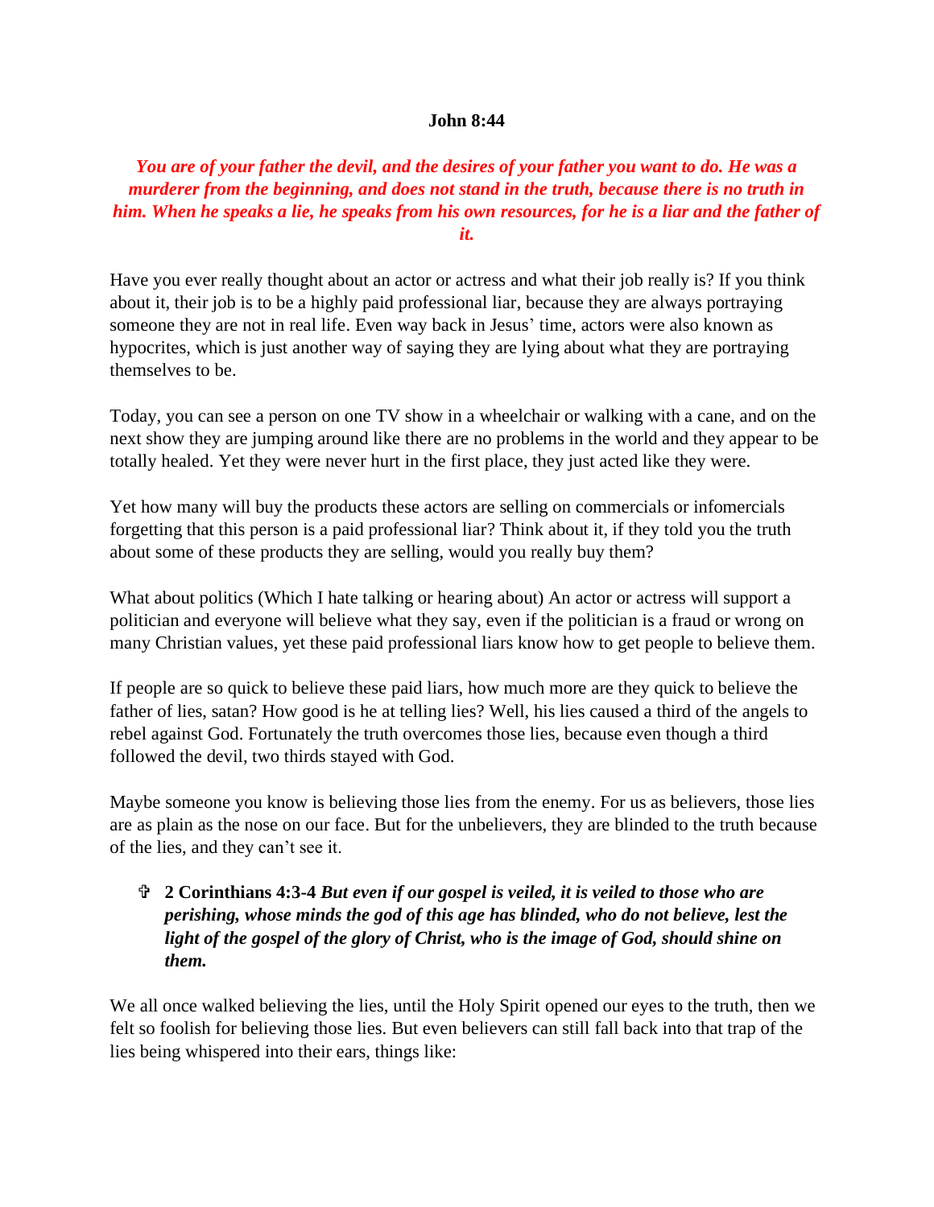**John 8:44**

***You are of your father the devil, and the desires of your father you want to do. He was a murderer from the beginning, and does not stand in the truth, because there is no truth in him. When he speaks a lie, he speaks from his own resources, for he is a liar and the father of it.***

Have you ever really thought about an actor or actress and what their job really is? If you think about it, their job is to be a highly paid professional liar, because they are always portraying someone they are not in real life. Even way back in Jesus' time, actors were also known as hypocrites, which is just another way of saying they are lying about what they are portraying themselves to be.

Today, you can see a person on one TV show in a wheelchair or walking with a cane, and on the next show they are jumping around like there are no problems in the world and they appear to be totally healed. Yet they were never hurt in the first place, they just acted like they were.

Yet how many will buy the products these actors are selling on commercials or infomercials forgetting that this person is a paid professional liar? Think about it, if they told you the truth about some of these products they are selling, would you really buy them?

What about politics (Which I hate talking or hearing about) An actor or actress will support a politician and everyone will believe what they say, even if the politician is a fraud or wrong on many Christian values, yet these paid professional liars know how to get people to believe them.

If people are so quick to believe these paid liars, how much more are they quick to believe the father of lies, satan? How good is he at telling lies? Well, his lies caused a third of the angels to rebel against God. Fortunately the truth overcomes those lies, because even though a third followed the devil, two thirds stayed with God.

Maybe someone you know is believing those lies from the enemy. For us as believers, those lies are as plain as the nose on our face. But for the unbelievers, they are blinded to the truth because of the lies, and they can't see it.

- ✞ **2 Corinthians 4:3-4** ***But even if our gospel is veiled, it is veiled to those who are perishing, whose minds the god of this age has blinded, who do not believe, lest the light of the gospel of the glory of Christ, who is the image of God, should shine on them.***

We all once walked believing the lies, until the Holy Spirit opened our eyes to the truth, then we felt so foolish for believing those lies. But even believers can still fall back into that trap of the lies being whispered into their ears, things like: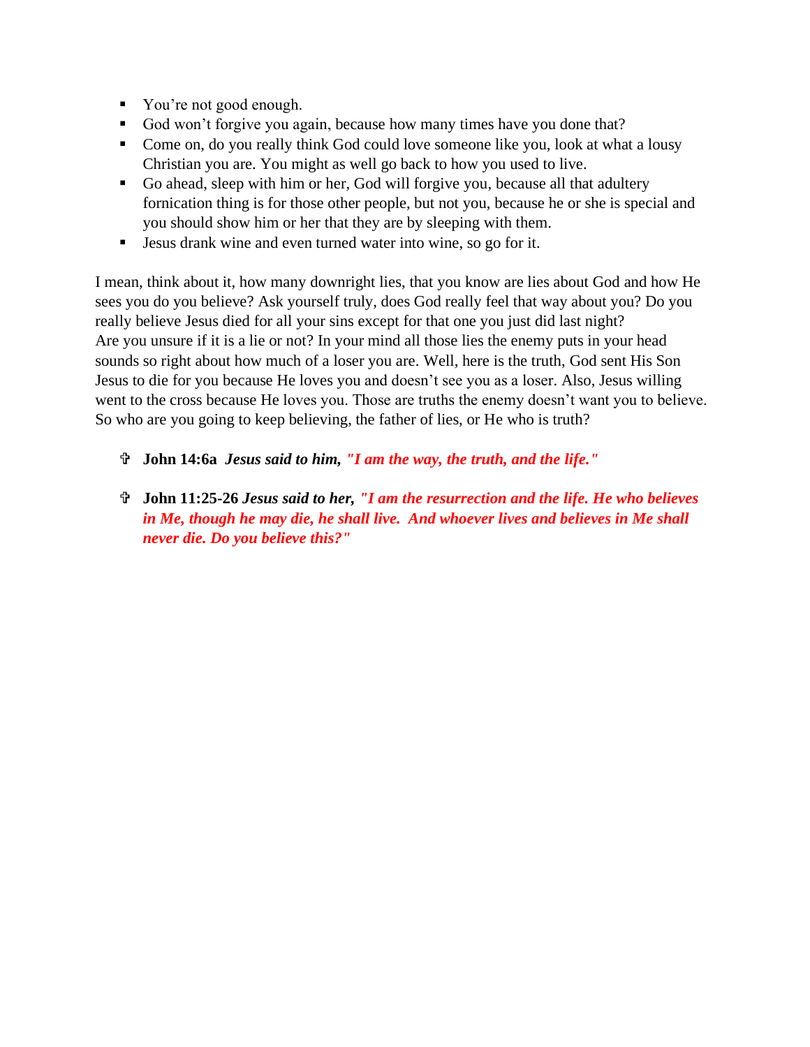- You're not good enough.
- God won't forgive you again, because how many times have you done that?
- Come on, do you really think God could love someone like you, look at what a lousy Christian you are. You might as well go back to how you used to live.
- Go ahead, sleep with him or her, God will forgive you, because all that adultery fornication thing is for those other people, but not you, because he or she is special and you should show him or her that they are by sleeping with them.
- Jesus drank wine and even turned water into wine, so go for it.

I mean, think about it, how many downright lies, that you know are lies about God and how He sees you do you believe? Ask yourself truly, does God really feel that way about you? Do you really believe Jesus died for all your sins except for that one you just did last night? Are you unsure if it is a lie or not? In your mind all those lies the enemy puts in your head sounds so right about how much of a loser you are. Well, here is the truth, God sent His Son Jesus to die for you because He loves you and doesn't see you as a loser. Also, Jesus willing went to the cross because He loves you. Those are truths the enemy doesn't want you to believe. So who are you going to keep believing, the father of lies, or He who is truth?

- ✞ **John 14:6a** ***Jesus said to him, "I am the way, the truth, and the life."***

- ✞ **John 11:25-26** ***Jesus said to her, "I am the resurrection and the life. He who believes in Me, though he may die, he shall live. And whoever lives and believes in Me shall never die. Do you believe this?"***